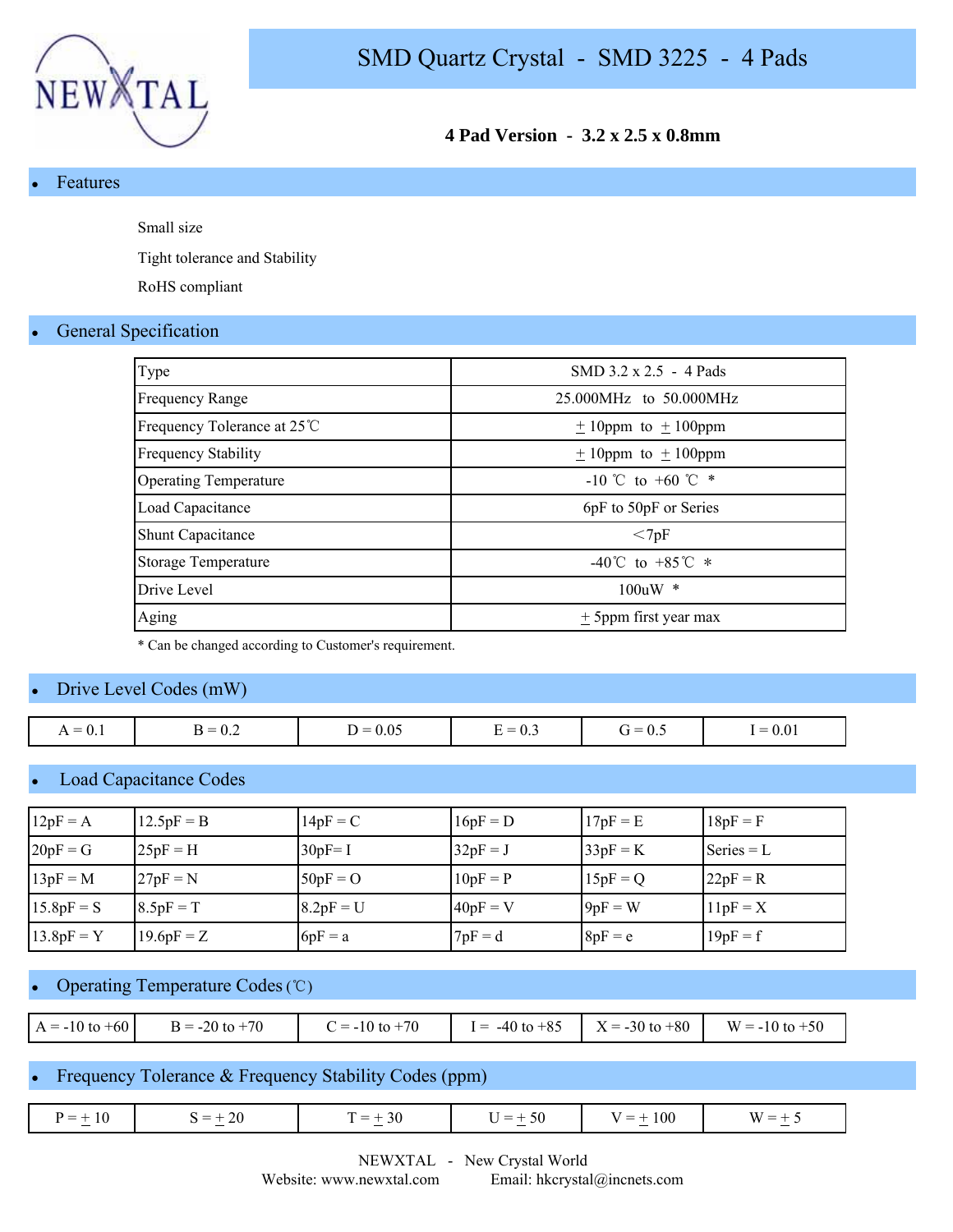NEWXTAL

# SMD Quartz Crystal - SMD 3225 - 4 Pads

**4 Pad Version - 3.2 x 2.5 x 0.8mm**

## Features

Small size

Tight tolerance and Stability

RoHS compliant

## General Specification

| Type | SMD 3.2 x 2.5 - 4 Pads |
|---|---|
| Frequency Range | 25.000MHz to 50.000MHz |
| Frequency Tolerance at 25℃ | ± 10ppm to ± 100ppm |
| Frequency Stability | ± 10ppm to ± 100ppm |
| Operating Temperature | -10 ℃ to +60 ℃ * |
| Load Capacitance | 6pF to 50pF or Series |
| Shunt Capacitance | ＜7pF |
| Storage Temperature | -40℃ to +85℃ * |
| Drive Level | 100uW * |
| Aging | ± 5ppm first year max |

* Can be changed according to Customer's requirement.

## Drive Level Codes (mW)

| A = 0.1 | B = 0.2 | D = 0.05 | E = 0.3 | G = 0.5 | I = 0.01 |
|---|---|---|---|---|---|

## Load Capacitance Codes

| 12pF = A | 12.5pF = B | 14pF = C | 16pF = D | 17pF = E | 18pF = F |
|---|---|---|---|---|---|
| 20pF = G | 25pF = H | 30pF= I | 32pF = J | 33pF = K | Series = L |
| 13pF = M | 27pF = N | 50pF = O | 10pF = P | 15pF = Q | 22pF = R |
| 15.8pF = S | 8.5pF = T | 8.2pF = U | 40pF = V | 9pF = W | 11pF = X |
| 13.8pF = Y | 19.6pF = Z | 6pF = a | 7pF = d | 8pF = e | 19pF = f |

## Operating Temperature Codes (℃)

| A = -10 to +60 | B = -20 to +70 | C = -10 to +70 | I = -40 to +85 | X = -30 to +80 | W = -10 to +50 |
|---|---|---|---|---|---|

## Frequency Tolerance & Frequency Stability Codes (ppm)

| P = ± 10 | S = ± 20 | T = ± 30 | U = ± 50 | V = ± 100 | W = ± 5 |
|---|---|---|---|---|---|

NEWXTAL - New Crystal World

Website: www.newxtal.com Email: hkcrystal@incnets.com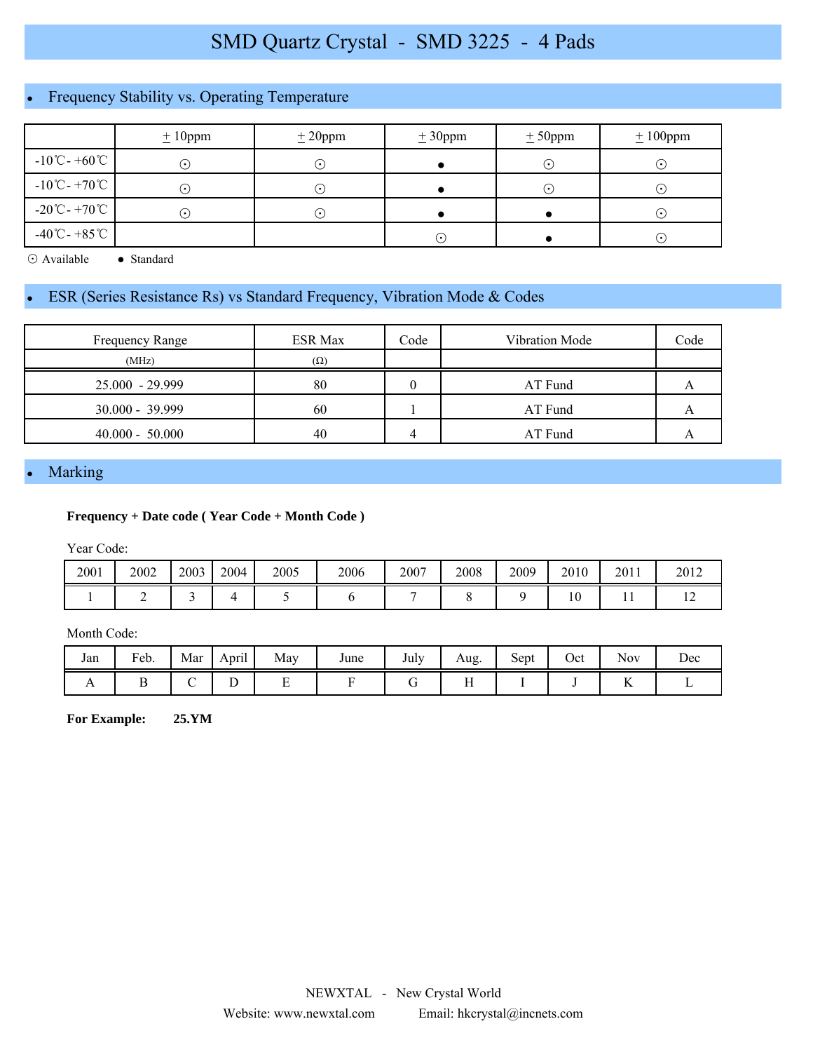# SMD Quartz Crystal - SMD 3225 - 4 Pads

## Frequency Stability vs. Operating Temperature

| | ±10ppm | ±20ppm | ±30ppm | ±50ppm | ±100ppm |
|---|---|---|---|---|---|
| -10℃- +60℃ | ⊙ | ⊙ | ● | ⊙ | ⊙ |
| -10℃- +70℃ | ⊙ | ⊙ | ● | ⊙ | ⊙ |
| -20℃- +70℃ | ⊙ | ⊙ | ● | ● | ⊙ |
| -40℃- +85℃ | | | ⊙ | ● | ⊙ |

⊙ Available ● Standard

## ESR (Series Resistance Rs) vs Standard Frequency, Vibration Mode & Codes

| Frequency Range (MHz) | ESR Max (Ω) | Code | Vibration Mode | Code |
|---|---|---|---|---|
| 25.000 - 29.999 | 80 | 0 | AT Fund | A |
| 30.000 - 39.999 | 60 | 1 | AT Fund | A |
| 40.000 - 50.000 | 40 | 4 | AT Fund | A |

## Marking

**Frequency + Date code ( Year Code + Month Code )**

Year Code:

| 2001 | 2002 | 2003 | 2004 | 2005 | 2006 | 2007 | 2008 | 2009 | 2010 | 2011 | 2012 |
|---|---|---|---|---|---|---|---|---|---|---|---|
| 1 | 2 | 3 | 4 | 5 | 6 | 7 | 8 | 9 | 10 | 11 | 12 |

Month Code:

| Jan | Feb. | Mar | April | May | June | July | Aug. | Sept | Oct | Nov | Dec |
|---|---|---|---|---|---|---|---|---|---|---|---|
| A | B | C | D | E | F | G | H | I | J | K | L |

**For Example: 25.YM**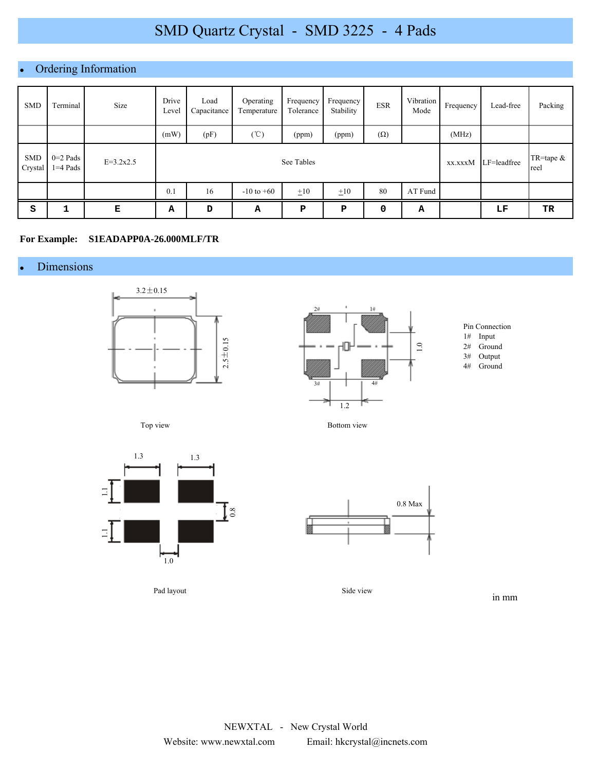# SMD Quartz Crystal - SMD 3225 - 4 Pads

## Ordering Information

| SMD | Terminal | Size | Drive Level | Load Capacitance | Operating Temperature | Frequency Tolerance | Frequency Stability | ESR | Vibration Mode | Frequency | Lead-free | Packing |
|---|---|---|---|---|---|---|---|---|---|---|---|---|
| | | | (mW) | (pF) | (℃) | (ppm) | (ppm) | (Ω) | | (MHz) | | |
| SMD Crystal | 0=2 Pads 1=4 Pads | E=3.2x2.5 | See Tables | | | | | | | xx.xxxM | LF=leadfree | TR=tape & reel |
| | | | 0.1 | 16 | -10 to +60 | ±10 | ±10 | 80 | AT Fund | | | |
| S | 1 | E | A | D | A | P | P | 0 | A | | LF | TR |

**For Example: S1EADAPP0A-26.000MLF/TR**

## Dimensions

3.2±0.15

2.5±0.15

Top view

2# 1#

3# 4#

1.0

1.2

Bottom view

Pin Connection
- 1# Input
- 2# Ground
- 3# Output
- 4# Ground

1.3 1.3

1.1

1.1

0.8

1.0

Pad layout

0.8 Max

Side view

in mm

NEWXTAL - New Crystal World

Website: www.newxtal.com Email: hkcrystal@incnets.com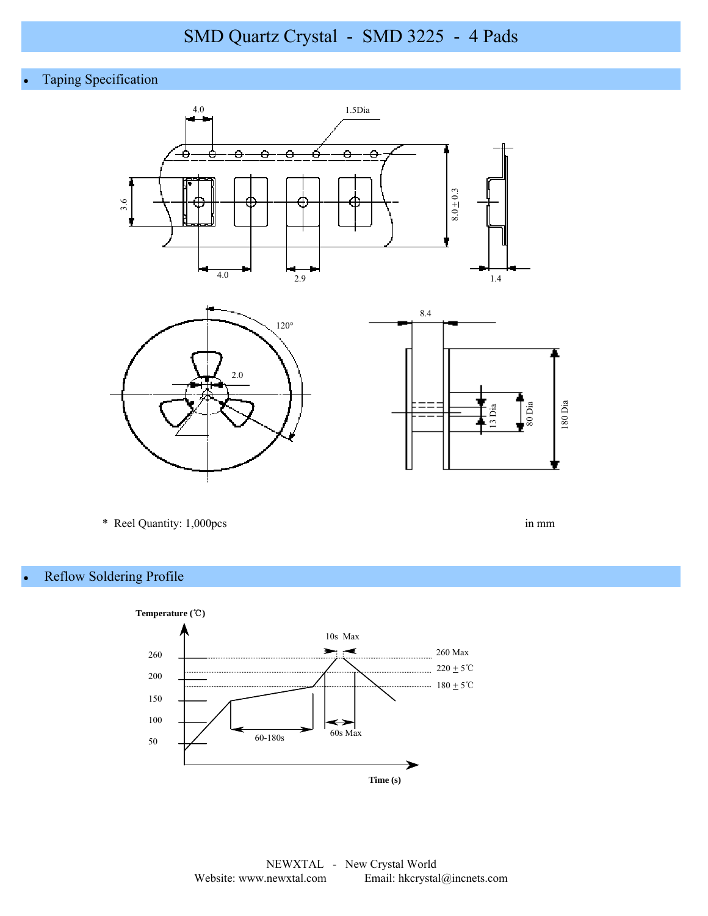# SMD Quartz Crystal - SMD 3225 - 4 Pads

## Taping Specification

4.0

1.5Dia

3.6

8.0 ± 0.3

4.0

2.9

1.4

120°

2.0

8.4

13 Dia

80 Dia

180 Dia

\* Reel Quantity: 1,000pcs

in mm

## Reflow Soldering Profile

**Temperature (℃)**

260

200

150

100

50

10s Max

260 Max

220 ± 5℃

180 ± 5℃

60-180s

60s Max

**Time (s)**

NEWXTAL - New Crystal World

Website: www.newxtal.com Email: hkcrystal@incnets.com